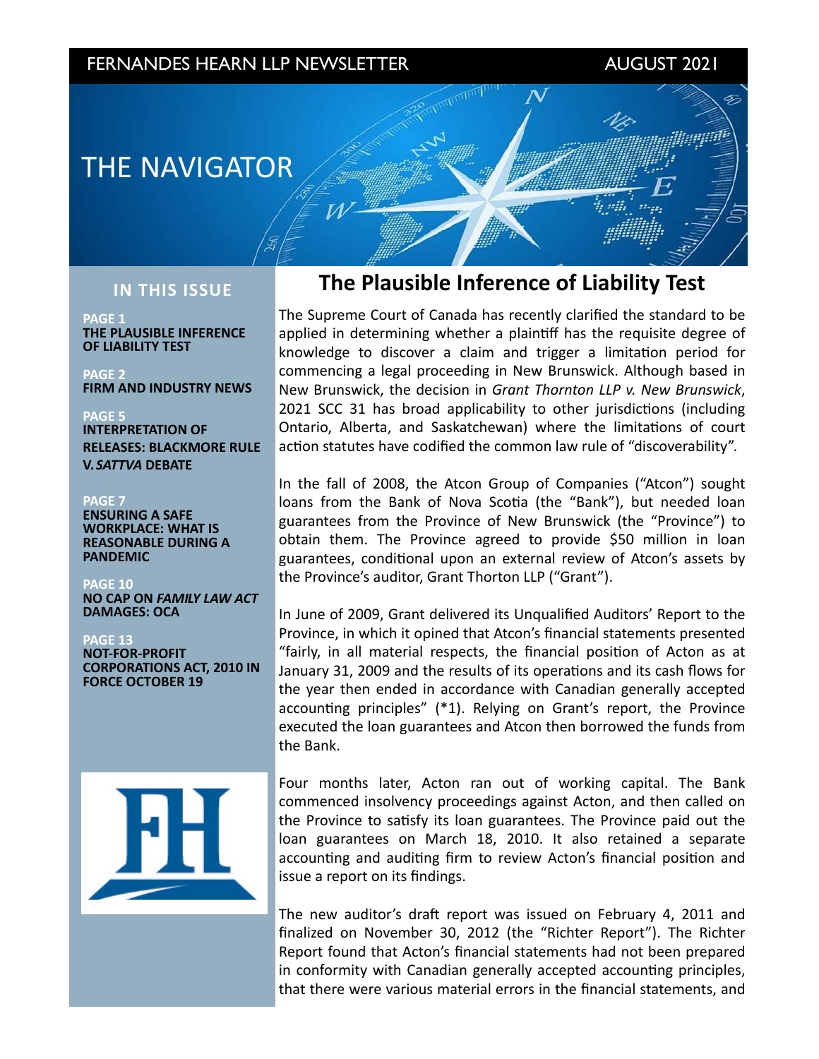FERNANDES HEARN LLP NEWSLETTER AUGUST 2021

# THE NAVIGATOR

## IN THIS ISSUE

**PAGE 1**
**THE PLAUSIBLE INFERENCE OF LIABILITY TEST**

**PAGE 2**
**FIRM AND INDUSTRY NEWS**

**PAGE 5**
**INTERPRETATION OF RELEASES: BLACKMORE RULE V. *SATTVA* DEBATE**

**PAGE 7**
**ENSURING A SAFE WORKPLACE: WHAT IS REASONABLE DURING A PANDEMIC**

**PAGE 10**
**NO CAP ON *FAMILY LAW ACT* DAMAGES: OCA**

**PAGE 13**
**NOT-FOR-PROFIT CORPORATIONS ACT, 2010 IN FORCE OCTOBER 19**

## The Plausible Inference of Liability Test

The Supreme Court of Canada has recently clarified the standard to be applied in determining whether a plaintiff has the requisite degree of knowledge to discover a claim and trigger a limitation period for commencing a legal proceeding in New Brunswick. Although based in New Brunswick, the decision in *Grant Thornton LLP v. New Brunswick*, 2021 SCC 31 has broad applicability to other jurisdictions (including Ontario, Alberta, and Saskatchewan) where the limitations of court action statutes have codified the common law rule of "discoverability".

In the fall of 2008, the Atcon Group of Companies ("Atcon") sought loans from the Bank of Nova Scotia (the "Bank"), but needed loan guarantees from the Province of New Brunswick (the "Province") to obtain them. The Province agreed to provide $50 million in loan guarantees, conditional upon an external review of Atcon's assets by the Province's auditor, Grant Thorton LLP ("Grant").

In June of 2009, Grant delivered its Unqualified Auditors' Report to the Province, in which it opined that Atcon's financial statements presented "fairly, in all material respects, the financial position of Acton as at January 31, 2009 and the results of its operations and its cash flows for the year then ended in accordance with Canadian generally accepted accounting principles" (*1). Relying on Grant's report, the Province executed the loan guarantees and Atcon then borrowed the funds from the Bank.

Four months later, Acton ran out of working capital. The Bank commenced insolvency proceedings against Acton, and then called on the Province to satisfy its loan guarantees. The Province paid out the loan guarantees on March 18, 2010. It also retained a separate accounting and auditing firm to review Acton's financial position and issue a report on its findings.

The new auditor's draft report was issued on February 4, 2011 and finalized on November 30, 2012 (the "Richter Report"). The Richter Report found that Acton's financial statements had not been prepared in conformity with Canadian generally accepted accounting principles, that there were various material errors in the financial statements, and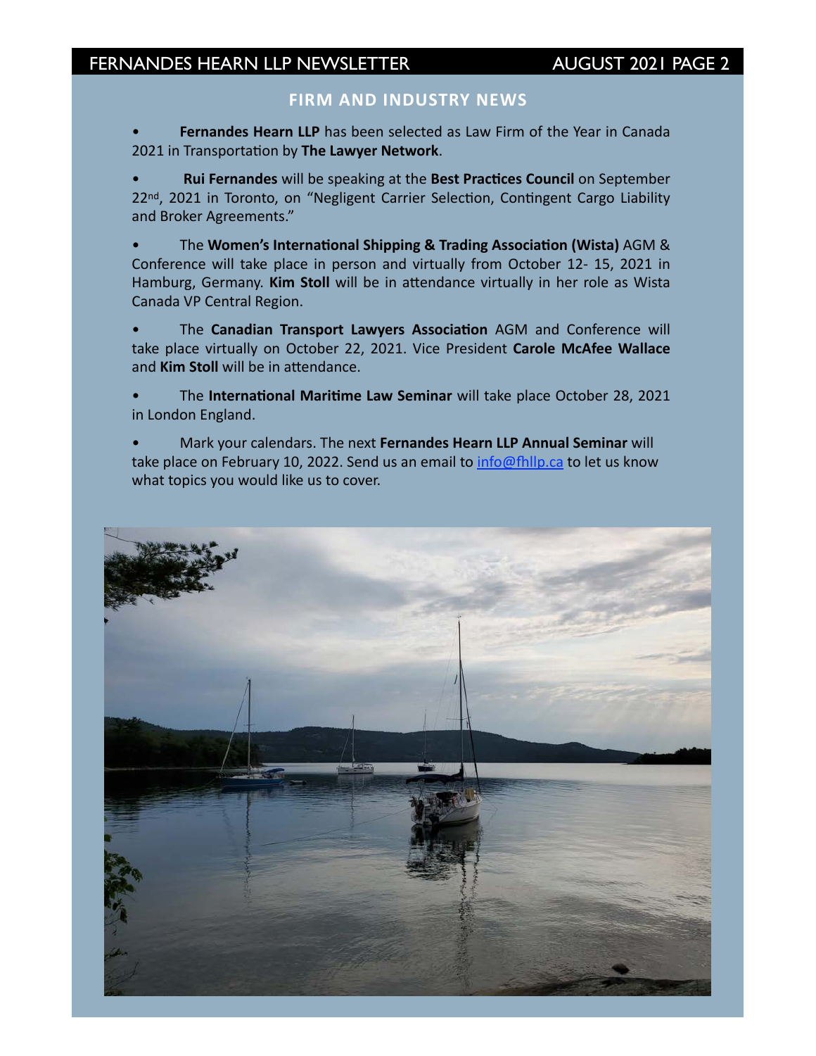## FIRM AND INDUSTRY NEWS

- **Fernandes Hearn LLP** has been selected as Law Firm of the Year in Canada 2021 in Transportation by **The Lawyer Network**.
- **Rui Fernandes** will be speaking at the **Best Practices Council** on September 22nd, 2021 in Toronto, on "Negligent Carrier Selection, Contingent Cargo Liability and Broker Agreements."
- The **Women's International Shipping & Trading Association (Wista)** AGM & Conference will take place in person and virtually from October 12- 15, 2021 in Hamburg, Germany. **Kim Stoll** will be in attendance virtually in her role as Wista Canada VP Central Region.
- The **Canadian Transport Lawyers Association** AGM and Conference will take place virtually on October 22, 2021. Vice President **Carole McAfee Wallace** and **Kim Stoll** will be in attendance.
- The **International Maritime Law Seminar** will take place October 28, 2021 in London England.
- Mark your calendars. The next **Fernandes Hearn LLP Annual Seminar** will take place on February 10, 2022. Send us an email to info@fhllp.ca to let us know what topics you would like us to cover.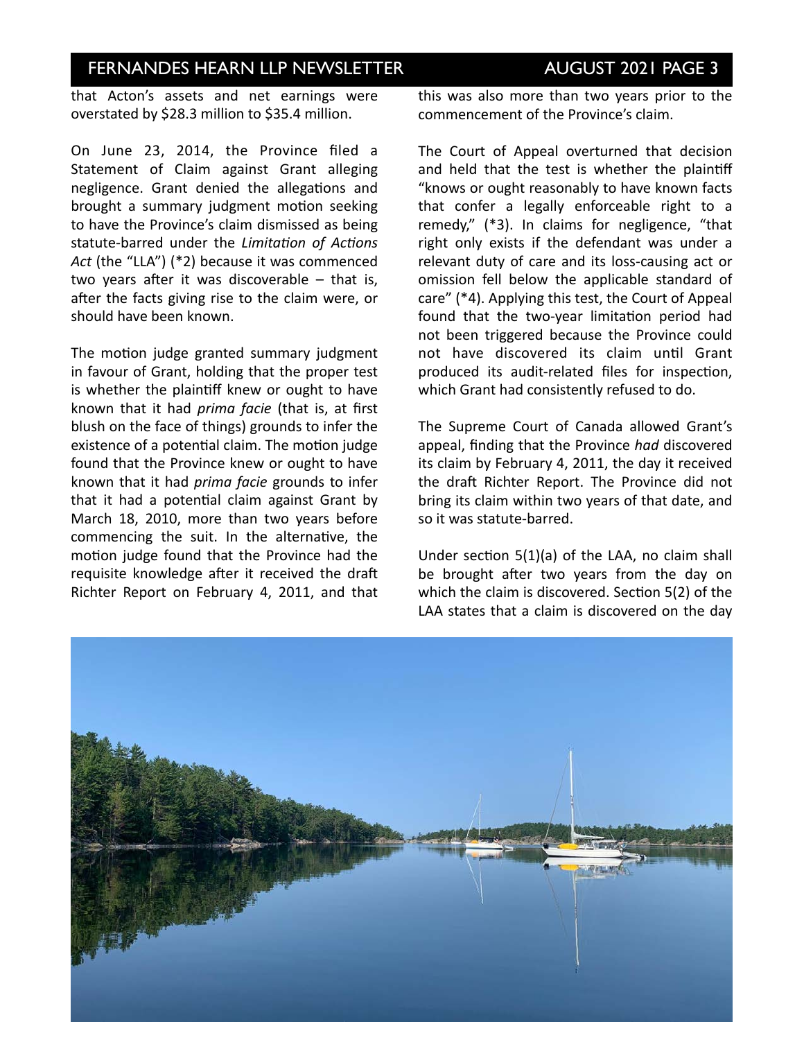that Acton's assets and net earnings were overstated by $28.3 million to $35.4 million.

On June 23, 2014, the Province filed a Statement of Claim against Grant alleging negligence. Grant denied the allegations and brought a summary judgment motion seeking to have the Province's claim dismissed as being statute-barred under the *Limitation of Actions Act* (the "LLA") (*2) because it was commenced two years after it was discoverable – that is, after the facts giving rise to the claim were, or should have been known.

The motion judge granted summary judgment in favour of Grant, holding that the proper test is whether the plaintiff knew or ought to have known that it had *prima facie* (that is, at first blush on the face of things) grounds to infer the existence of a potential claim. The motion judge found that the Province knew or ought to have known that it had *prima facie* grounds to infer that it had a potential claim against Grant by March 18, 2010, more than two years before commencing the suit. In the alternative, the motion judge found that the Province had the requisite knowledge after it received the draft Richter Report on February 4, 2011, and that this was also more than two years prior to the commencement of the Province's claim.

The Court of Appeal overturned that decision and held that the test is whether the plaintiff "knows or ought reasonably to have known facts that confer a legally enforceable right to a remedy," (*3). In claims for negligence, "that right only exists if the defendant was under a relevant duty of care and its loss-causing act or omission fell below the applicable standard of care" (*4). Applying this test, the Court of Appeal found that the two-year limitation period had not been triggered because the Province could not have discovered its claim until Grant produced its audit-related files for inspection, which Grant had consistently refused to do.

The Supreme Court of Canada allowed Grant's appeal, finding that the Province *had* discovered its claim by February 4, 2011, the day it received the draft Richter Report. The Province did not bring its claim within two years of that date, and so it was statute-barred.

Under section 5(1)(a) of the LAA, no claim shall be brought after two years from the day on which the claim is discovered. Section 5(2) of the LAA states that a claim is discovered on the day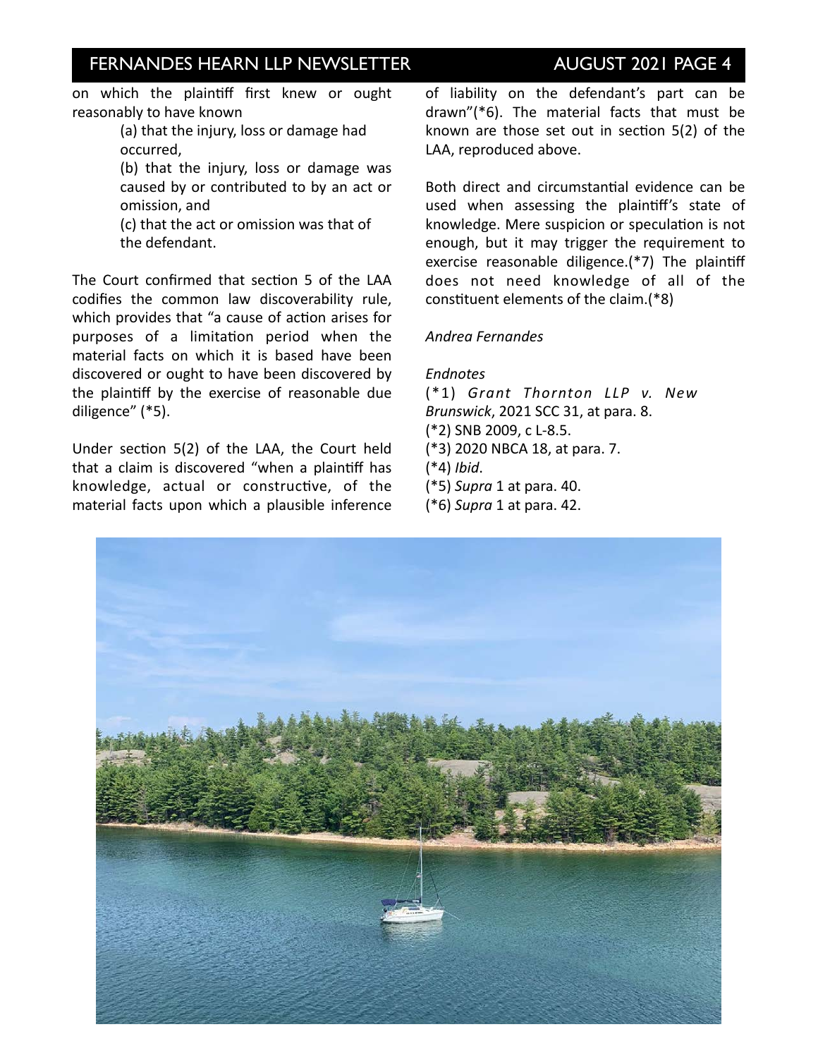on which the plaintiff first knew or ought reasonably to have known

> (a) that the injury, loss or damage had occurred,
>
> (b) that the injury, loss or damage was caused by or contributed to by an act or omission, and
>
> (c) that the act or omission was that of the defendant.

The Court confirmed that section 5 of the LAA codifies the common law discoverability rule, which provides that "a cause of action arises for purposes of a limitation period when the material facts on which it is based have been discovered or ought to have been discovered by the plaintiff by the exercise of reasonable due diligence" (*5).

Under section 5(2) of the LAA, the Court held that a claim is discovered "when a plaintiff has knowledge, actual or constructive, of the material facts upon which a plausible inference of liability on the defendant's part can be drawn"(*6). The material facts that must be known are those set out in section 5(2) of the LAA, reproduced above.

Both direct and circumstantial evidence can be used when assessing the plaintiff's state of knowledge. Mere suspicion or speculation is not enough, but it may trigger the requirement to exercise reasonable diligence.(*7) The plaintiff does not need knowledge of all of the constituent elements of the claim.(*8)

*Andrea Fernandes*

*Endnotes*

(*1) *Grant Thornton LLP v. New Brunswick*, 2021 SCC 31, at para. 8.
(*2) SNB 2009, c L-8.5.
(*3) 2020 NBCA 18, at para. 7.
(*4) *Ibid*.
(*5) *Supra* 1 at para. 40.
(*6) *Supra* 1 at para. 42.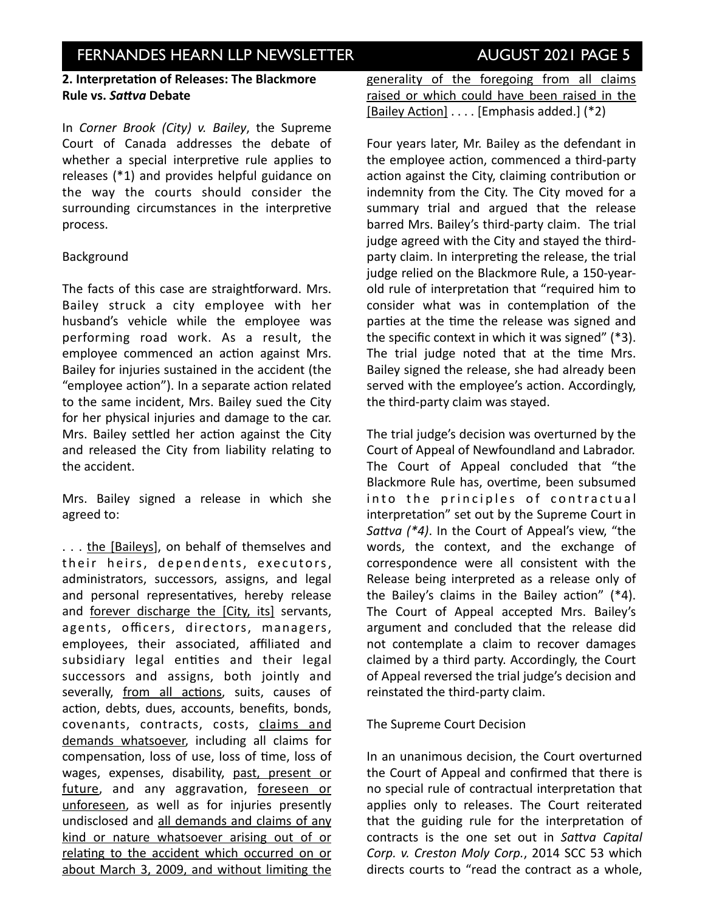## 2. Interpretation of Releases: The Blackmore Rule vs. *Sattva* Debate

In *Corner Brook (City) v. Bailey*, the Supreme Court of Canada addresses the debate of whether a special interpretive rule applies to releases (*1) and provides helpful guidance on the way the courts should consider the surrounding circumstances in the interpretive process.

Background

The facts of this case are straightforward. Mrs. Bailey struck a city employee with her husband's vehicle while the employee was performing road work. As a result, the employee commenced an action against Mrs. Bailey for injuries sustained in the accident (the "employee action"). In a separate action related to the same incident, Mrs. Bailey sued the City for her physical injuries and damage to the car. Mrs. Bailey settled her action against the City and released the City from liability relating to the accident.

Mrs. Bailey signed a release in which she agreed to:

> . . . <u>the [Baileys]</u>, on behalf of themselves and their heirs, dependents, executors, administrators, successors, assigns, and legal and personal representatives, hereby release and <u>forever discharge the [City, its]</u> servants, agents, officers, directors, managers, employees, their associated, affiliated and subsidiary legal entities and their legal successors and assigns, both jointly and severally, <u>from all actions</u>, suits, causes of action, debts, dues, accounts, benefits, bonds, covenants, contracts, costs, <u>claims and demands whatsoever</u>, including all claims for compensation, loss of use, loss of time, loss of wages, expenses, disability, <u>past, present or future</u>, and any aggravation, <u>foreseen or unforeseen</u>, as well as for injuries presently undisclosed and <u>all demands and claims of any kind or nature whatsoever arising out of or relating to the accident which occurred on or about March 3, 2009, and without limiting the generality of the foregoing from all claims raised or which could have been raised in the [Bailey Action]</u> . . . . [Emphasis added.] (*2)

Four years later, Mr. Bailey as the defendant in the employee action, commenced a third-party action against the City, claiming contribution or indemnity from the City. The City moved for a summary trial and argued that the release barred Mrs. Bailey's third-party claim. The trial judge agreed with the City and stayed the third-party claim. In interpreting the release, the trial judge relied on the Blackmore Rule, a 150-year-old rule of interpretation that "required him to consider what was in contemplation of the parties at the time the release was signed and the specific context in which it was signed" (*3). The trial judge noted that at the time Mrs. Bailey signed the release, she had already been served with the employee's action. Accordingly, the third-party claim was stayed.

The trial judge's decision was overturned by the Court of Appeal of Newfoundland and Labrador. The Court of Appeal concluded that "the Blackmore Rule has, overtime, been subsumed into the principles of contractual interpretation" set out by the Supreme Court in *Sattva (*4)*. In the Court of Appeal's view, "the words, the context, and the exchange of correspondence were all consistent with the Release being interpreted as a release only of the Bailey's claims in the Bailey action" (*4). The Court of Appeal accepted Mrs. Bailey's argument and concluded that the release did not contemplate a claim to recover damages claimed by a third party. Accordingly, the Court of Appeal reversed the trial judge's decision and reinstated the third-party claim.

The Supreme Court Decision

In an unanimous decision, the Court overturned the Court of Appeal and confirmed that there is no special rule of contractual interpretation that applies only to releases. The Court reiterated that the guiding rule for the interpretation of contracts is the one set out in *Sattva Capital Corp. v. Creston Moly Corp.*, 2014 SCC 53 which directs courts to "read the contract as a whole,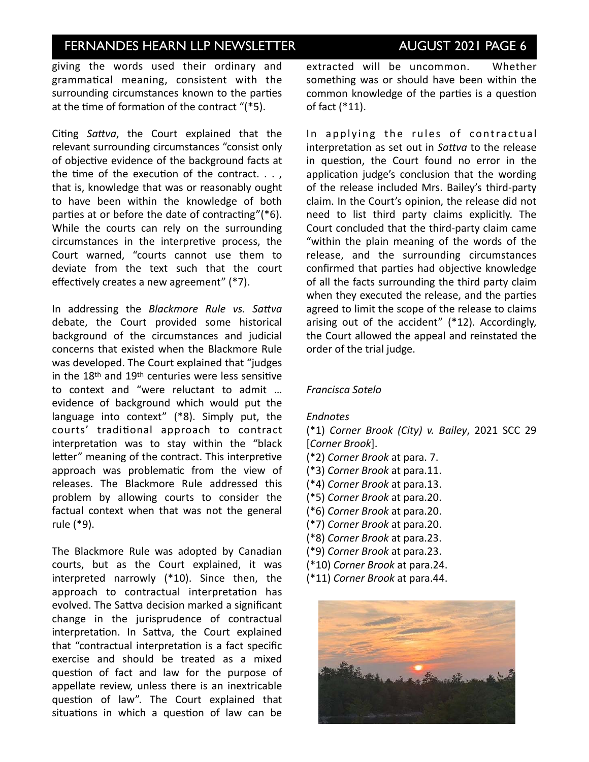giving the words used their ordinary and grammatical meaning, consistent with the surrounding circumstances known to the parties at the time of formation of the contract "(*5).

Citing *Sattva*, the Court explained that the relevant surrounding circumstances "consist only of objective evidence of the background facts at the time of the execution of the contract. . . , that is, knowledge that was or reasonably ought to have been within the knowledge of both parties at or before the date of contracting"(*6). While the courts can rely on the surrounding circumstances in the interpretive process, the Court warned, "courts cannot use them to deviate from the text such that the court effectively creates a new agreement" (*7).

In addressing the *Blackmore Rule vs. Sattva* debate, the Court provided some historical background of the circumstances and judicial concerns that existed when the Blackmore Rule was developed. The Court explained that "judges in the 18th and 19th centuries were less sensitive to context and "were reluctant to admit … evidence of background which would put the language into context" (*8). Simply put, the courts' traditional approach to contract interpretation was to stay within the "black letter" meaning of the contract. This interpretive approach was problematic from the view of releases. The Blackmore Rule addressed this problem by allowing courts to consider the factual context when that was not the general rule (*9).

The Blackmore Rule was adopted by Canadian courts, but as the Court explained, it was interpreted narrowly (*10). Since then, the approach to contractual interpretation has evolved. The Sattva decision marked a significant change in the jurisprudence of contractual interpretation. In Sattva, the Court explained that "contractual interpretation is a fact specific exercise and should be treated as a mixed question of fact and law for the purpose of appellate review, unless there is an inextricable question of law". The Court explained that situations in which a question of law can be extracted will be uncommon. Whether something was or should have been within the common knowledge of the parties is a question of fact (*11).

In applying the rules of contractual interpretation as set out in *Sattva* to the release in question, the Court found no error in the application judge's conclusion that the wording of the release included Mrs. Bailey's third-party claim. In the Court's opinion, the release did not need to list third party claims explicitly. The Court concluded that the third-party claim came "within the plain meaning of the words of the release, and the surrounding circumstances confirmed that parties had objective knowledge of all the facts surrounding the third party claim when they executed the release, and the parties agreed to limit the scope of the release to claims arising out of the accident" (*12). Accordingly, the Court allowed the appeal and reinstated the order of the trial judge.

*Francisca Sotelo*

*Endnotes*

(*1) *Corner Brook (City) v. Bailey*, 2021 SCC 29 [*Corner Brook*].
(*2) *Corner Brook* at para. 7.
(*3) *Corner Brook* at para.11.
(*4) *Corner Brook* at para.13.
(*5) *Corner Brook* at para.20.
(*6) *Corner Brook* at para.20.
(*7) *Corner Brook* at para.20.
(*8) *Corner Brook* at para.23.
(*9) *Corner Brook* at para.23.
(*10) *Corner Brook* at para.24.
(*11) *Corner Brook* at para.44.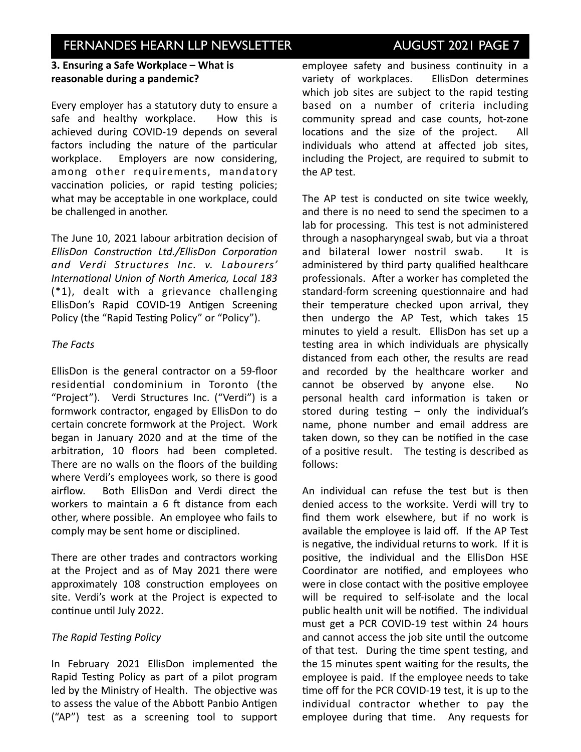### 3. Ensuring a Safe Workplace – What is reasonable during a pandemic?

Every employer has a statutory duty to ensure a safe and healthy workplace. How this is achieved during COVID-19 depends on several factors including the nature of the particular workplace. Employers are now considering, among other requirements, mandatory vaccination policies, or rapid testing policies; what may be acceptable in one workplace, could be challenged in another.

The June 10, 2021 labour arbitration decision of *EllisDon Construction Ltd./EllisDon Corporation and Verdi Structures Inc. v. Labourers' International Union of North America, Local 183* (*1), dealt with a grievance challenging EllisDon's Rapid COVID-19 Antigen Screening Policy (the "Rapid Testing Policy" or "Policy").

*The Facts*

EllisDon is the general contractor on a 59-floor residential condominium in Toronto (the "Project"). Verdi Structures Inc. ("Verdi") is a formwork contractor, engaged by EllisDon to do certain concrete formwork at the Project. Work began in January 2020 and at the time of the arbitration, 10 floors had been completed. There are no walls on the floors of the building where Verdi's employees work, so there is good airflow. Both EllisDon and Verdi direct the workers to maintain a 6 ft distance from each other, where possible. An employee who fails to comply may be sent home or disciplined.

There are other trades and contractors working at the Project and as of May 2021 there were approximately 108 construction employees on site. Verdi's work at the Project is expected to continue until July 2022.

*The Rapid Testing Policy*

In February 2021 EllisDon implemented the Rapid Testing Policy as part of a pilot program led by the Ministry of Health. The objective was to assess the value of the Abbott Panbio Antigen ("AP") test as a screening tool to support employee safety and business continuity in a variety of workplaces. EllisDon determines which job sites are subject to the rapid testing based on a number of criteria including community spread and case counts, hot-zone locations and the size of the project. All individuals who attend at affected job sites, including the Project, are required to submit to the AP test.

The AP test is conducted on site twice weekly, and there is no need to send the specimen to a lab for processing. This test is not administered through a nasopharyngeal swab, but via a throat and bilateral lower nostril swab. It is administered by third party qualified healthcare professionals. After a worker has completed the standard-form screening questionnaire and had their temperature checked upon arrival, they then undergo the AP Test, which takes 15 minutes to yield a result. EllisDon has set up a testing area in which individuals are physically distanced from each other, the results are read and recorded by the healthcare worker and cannot be observed by anyone else. No personal health card information is taken or stored during testing – only the individual's name, phone number and email address are taken down, so they can be notified in the case of a positive result. The testing is described as follows:

An individual can refuse the test but is then denied access to the worksite. Verdi will try to find them work elsewhere, but if no work is available the employee is laid off. If the AP Test is negative, the individual returns to work. If it is positive, the individual and the EllisDon HSE Coordinator are notified, and employees who were in close contact with the positive employee will be required to self-isolate and the local public health unit will be notified. The individual must get a PCR COVID-19 test within 24 hours and cannot access the job site until the outcome of that test. During the time spent testing, and the 15 minutes spent waiting for the results, the employee is paid. If the employee needs to take time off for the PCR COVID-19 test, it is up to the individual contractor whether to pay the employee during that time. Any requests for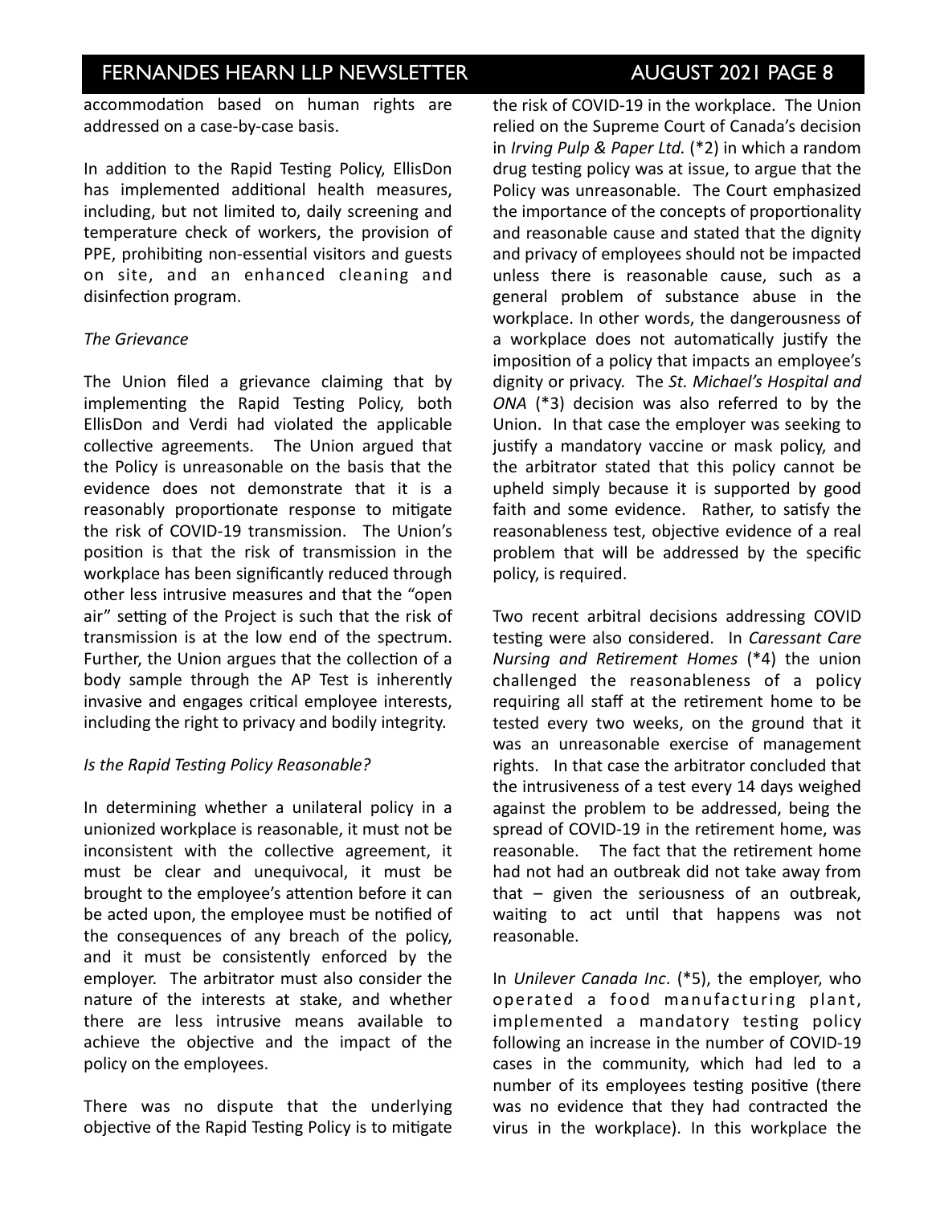accommodation based on human rights are addressed on a case-by-case basis.

In addition to the Rapid Testing Policy, EllisDon has implemented additional health measures, including, but not limited to, daily screening and temperature check of workers, the provision of PPE, prohibiting non-essential visitors and guests on site, and an enhanced cleaning and disinfection program.

*The Grievance*

The Union filed a grievance claiming that by implementing the Rapid Testing Policy, both EllisDon and Verdi had violated the applicable collective agreements. The Union argued that the Policy is unreasonable on the basis that the evidence does not demonstrate that it is a reasonably proportionate response to mitigate the risk of COVID-19 transmission. The Union's position is that the risk of transmission in the workplace has been significantly reduced through other less intrusive measures and that the "open air" setting of the Project is such that the risk of transmission is at the low end of the spectrum. Further, the Union argues that the collection of a body sample through the AP Test is inherently invasive and engages critical employee interests, including the right to privacy and bodily integrity.

*Is the Rapid Testing Policy Reasonable?*

In determining whether a unilateral policy in a unionized workplace is reasonable, it must not be inconsistent with the collective agreement, it must be clear and unequivocal, it must be brought to the employee's attention before it can be acted upon, the employee must be notified of the consequences of any breach of the policy, and it must be consistently enforced by the employer. The arbitrator must also consider the nature of the interests at stake, and whether there are less intrusive means available to achieve the objective and the impact of the policy on the employees.

There was no dispute that the underlying objective of the Rapid Testing Policy is to mitigate the risk of COVID-19 in the workplace. The Union relied on the Supreme Court of Canada's decision in *Irving Pulp & Paper Ltd.* (*2) in which a random drug testing policy was at issue, to argue that the Policy was unreasonable. The Court emphasized the importance of the concepts of proportionality and reasonable cause and stated that the dignity and privacy of employees should not be impacted unless there is reasonable cause, such as a general problem of substance abuse in the workplace. In other words, the dangerousness of a workplace does not automatically justify the imposition of a policy that impacts an employee's dignity or privacy. The *St. Michael's Hospital and ONA* (*3) decision was also referred to by the Union. In that case the employer was seeking to justify a mandatory vaccine or mask policy, and the arbitrator stated that this policy cannot be upheld simply because it is supported by good faith and some evidence. Rather, to satisfy the reasonableness test, objective evidence of a real problem that will be addressed by the specific policy, is required.

Two recent arbitral decisions addressing COVID testing were also considered. In *Caressant Care Nursing and Retirement Homes* (*4) the union challenged the reasonableness of a policy requiring all staff at the retirement home to be tested every two weeks, on the ground that it was an unreasonable exercise of management rights. In that case the arbitrator concluded that the intrusiveness of a test every 14 days weighed against the problem to be addressed, being the spread of COVID-19 in the retirement home, was reasonable. The fact that the retirement home had not had an outbreak did not take away from that – given the seriousness of an outbreak, waiting to act until that happens was not reasonable.

In *Unilever Canada Inc*. (*5), the employer, who operated a food manufacturing plant, implemented a mandatory testing policy following an increase in the number of COVID-19 cases in the community, which had led to a number of its employees testing positive (there was no evidence that they had contracted the virus in the workplace). In this workplace the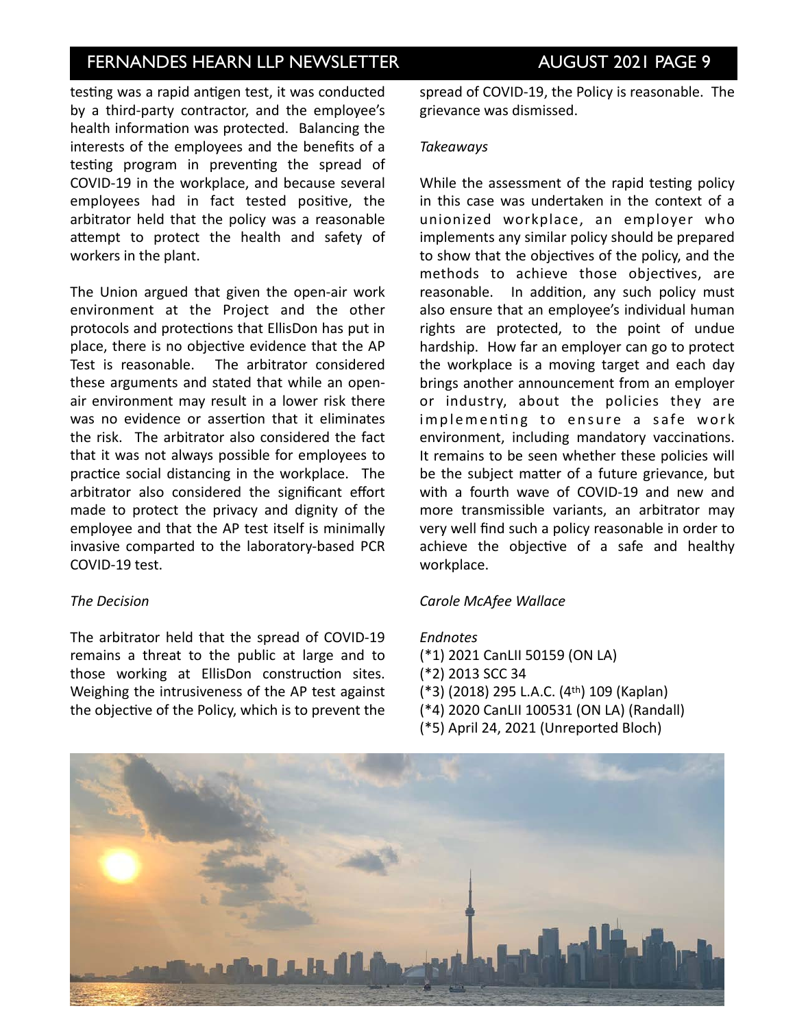testing was a rapid antigen test, it was conducted by a third-party contractor, and the employee's health information was protected. Balancing the interests of the employees and the benefits of a testing program in preventing the spread of COVID-19 in the workplace, and because several employees had in fact tested positive, the arbitrator held that the policy was a reasonable attempt to protect the health and safety of workers in the plant.

The Union argued that given the open-air work environment at the Project and the other protocols and protections that EllisDon has put in place, there is no objective evidence that the AP Test is reasonable. The arbitrator considered these arguments and stated that while an open-air environment may result in a lower risk there was no evidence or assertion that it eliminates the risk. The arbitrator also considered the fact that it was not always possible for employees to practice social distancing in the workplace. The arbitrator also considered the significant effort made to protect the privacy and dignity of the employee and that the AP test itself is minimally invasive comparted to the laboratory-based PCR COVID-19 test.

*The Decision*

The arbitrator held that the spread of COVID-19 remains a threat to the public at large and to those working at EllisDon construction sites. Weighing the intrusiveness of the AP test against the objective of the Policy, which is to prevent the spread of COVID-19, the Policy is reasonable. The grievance was dismissed.

*Takeaways*

While the assessment of the rapid testing policy in this case was undertaken in the context of a unionized workplace, an employer who implements any similar policy should be prepared to show that the objectives of the policy, and the methods to achieve those objectives, are reasonable. In addition, any such policy must also ensure that an employee's individual human rights are protected, to the point of undue hardship. How far an employer can go to protect the workplace is a moving target and each day brings another announcement from an employer or industry, about the policies they are implementing to ensure a safe work environment, including mandatory vaccinations. It remains to be seen whether these policies will be the subject matter of a future grievance, but with a fourth wave of COVID-19 and new and more transmissible variants, an arbitrator may very well find such a policy reasonable in order to achieve the objective of a safe and healthy workplace.

*Carole McAfee Wallace*

*Endnotes*

(*1) 2021 CanLII 50159 (ON LA)
(*2) 2013 SCC 34
(*3) (2018) 295 L.A.C. (4th) 109 (Kaplan)
(*4) 2020 CanLII 100531 (ON LA) (Randall)
(*5) April 24, 2021 (Unreported Bloch)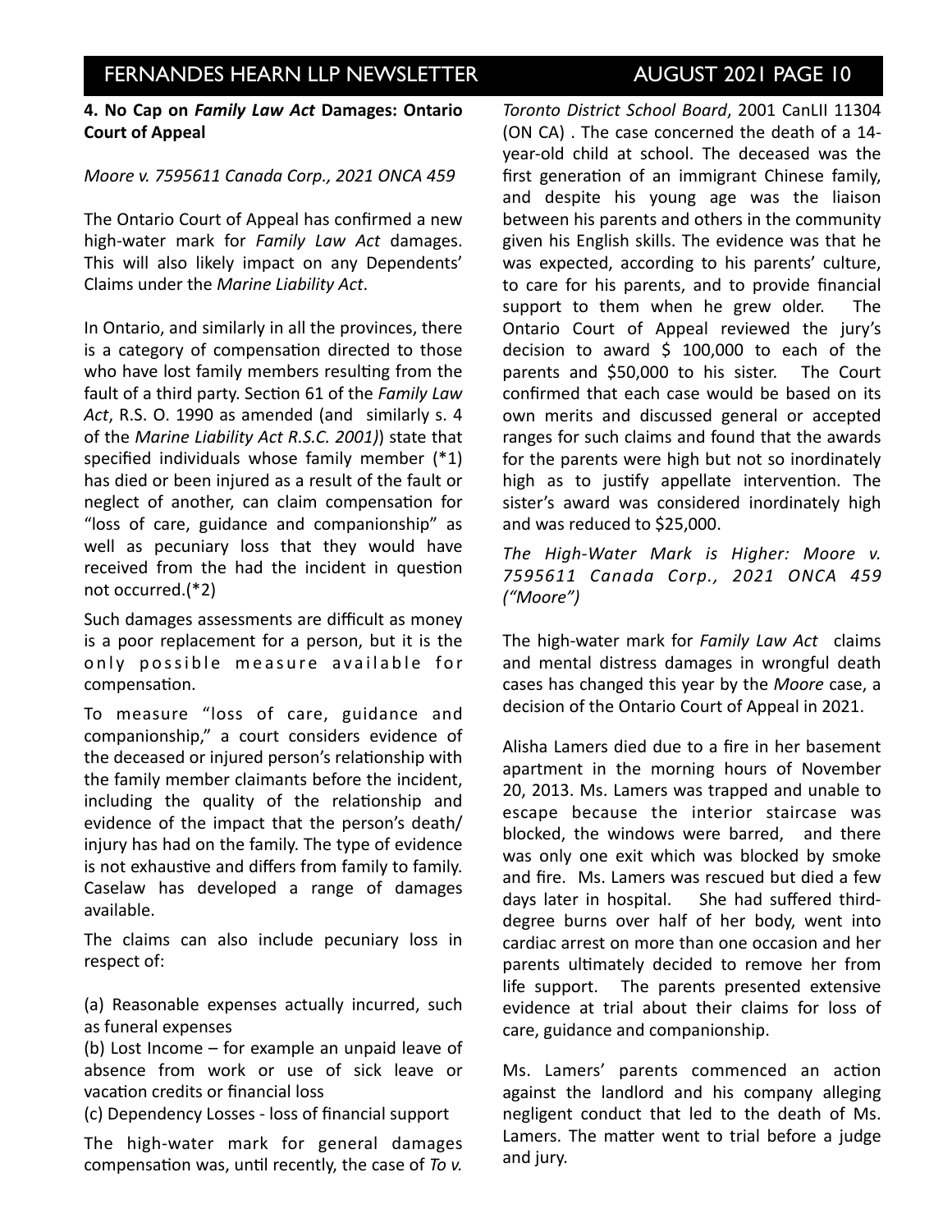## 4. No Cap on *Family Law Act* Damages: Ontario Court of Appeal

*Moore v. 7595611 Canada Corp., 2021 ONCA 459*

The Ontario Court of Appeal has confirmed a new high-water mark for *Family Law Act* damages. This will also likely impact on any Dependents' Claims under the *Marine Liability Act*.

In Ontario, and similarly in all the provinces, there is a category of compensation directed to those who have lost family members resulting from the fault of a third party. Section 61 of the *Family Law Act*, R.S. O. 1990 as amended (and similarly s. 4 of the *Marine Liability Act R.S.C. 2001)*) state that specified individuals whose family member (*1) has died or been injured as a result of the fault or neglect of another, can claim compensation for "loss of care, guidance and companionship" as well as pecuniary loss that they would have received from the had the incident in question not occurred.(*2)

Such damages assessments are difficult as money is a poor replacement for a person, but it is the only possible measure available for compensation.

To measure "loss of care, guidance and companionship," a court considers evidence of the deceased or injured person's relationship with the family member claimants before the incident, including the quality of the relationship and evidence of the impact that the person's death/injury has had on the family. The type of evidence is not exhaustive and differs from family to family. Caselaw has developed a range of damages available.

The claims can also include pecuniary loss in respect of:

(a) Reasonable expenses actually incurred, such as funeral expenses
(b) Lost Income – for example an unpaid leave of absence from work or use of sick leave or vacation credits or financial loss
(c) Dependency Losses - loss of financial support

The high-water mark for general damages compensation was, until recently, the case of *To v. Toronto District School Board*, 2001 CanLII 11304 (ON CA) . The case concerned the death of a 14-year-old child at school. The deceased was the first generation of an immigrant Chinese family, and despite his young age was the liaison between his parents and others in the community given his English skills. The evidence was that he was expected, according to his parents' culture, to care for his parents, and to provide financial support to them when he grew older. The Ontario Court of Appeal reviewed the jury's decision to award $ 100,000 to each of the parents and $50,000 to his sister. The Court confirmed that each case would be based on its own merits and discussed general or accepted ranges for such claims and found that the awards for the parents were high but not so inordinately high as to justify appellate intervention. The sister's award was considered inordinately high and was reduced to $25,000.

*The High-Water Mark is Higher: Moore v. 7595611 Canada Corp., 2021 ONCA 459 ("Moore")*

The high-water mark for *Family Law Act* claims and mental distress damages in wrongful death cases has changed this year by the *Moore* case, a decision of the Ontario Court of Appeal in 2021.

Alisha Lamers died due to a fire in her basement apartment in the morning hours of November 20, 2013. Ms. Lamers was trapped and unable to escape because the interior staircase was blocked, the windows were barred, and there was only one exit which was blocked by smoke and fire. Ms. Lamers was rescued but died a few days later in hospital. She had suffered third-degree burns over half of her body, went into cardiac arrest on more than one occasion and her parents ultimately decided to remove her from life support. The parents presented extensive evidence at trial about their claims for loss of care, guidance and companionship.

Ms. Lamers' parents commenced an action against the landlord and his company alleging negligent conduct that led to the death of Ms. Lamers. The matter went to trial before a judge and jury.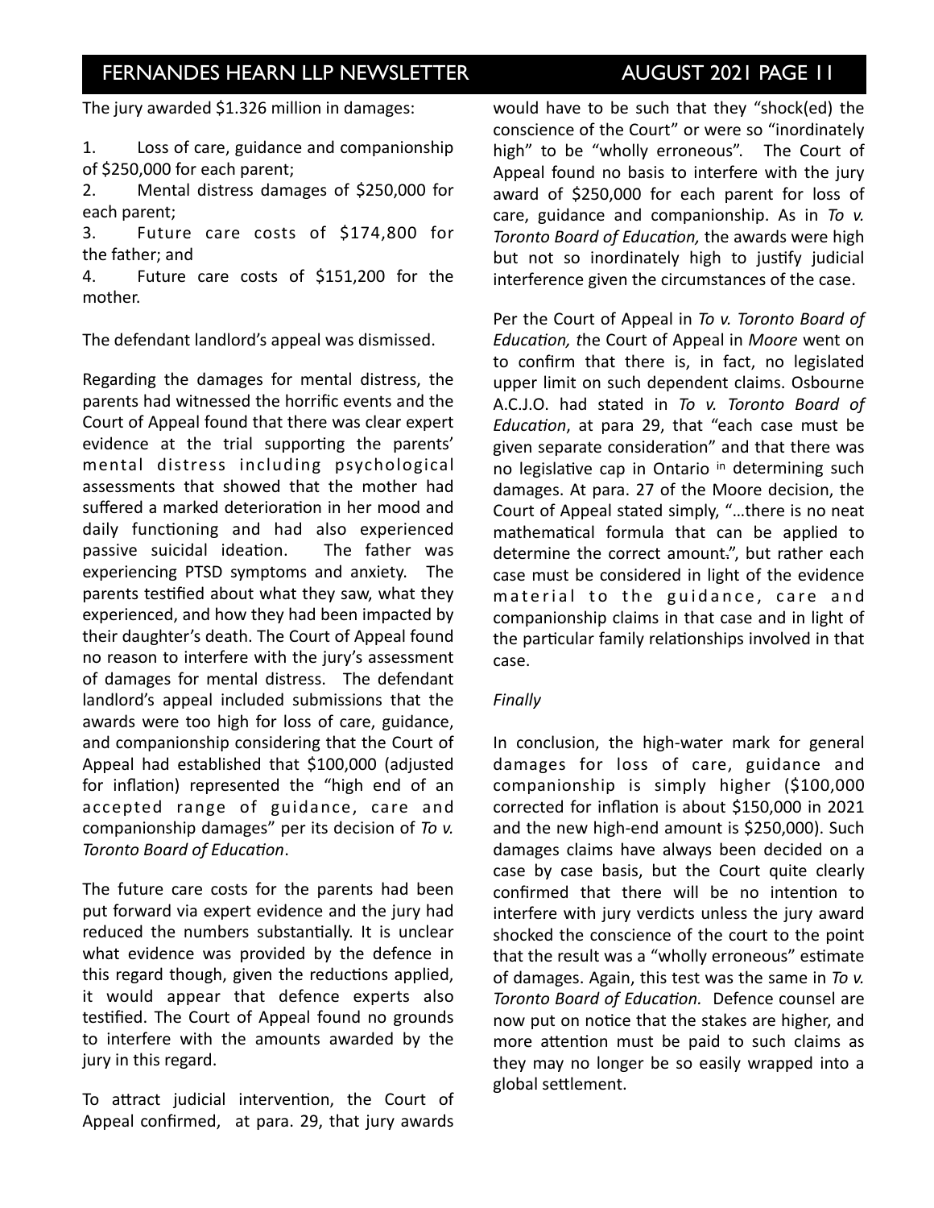The jury awarded $1.326 million in damages:

1. Loss of care, guidance and companionship of $250,000 for each parent;
2. Mental distress damages of $250,000 for each parent;
3. Future care costs of $174,800 for the father; and
4. Future care costs of $151,200 for the mother.

The defendant landlord's appeal was dismissed.

Regarding the damages for mental distress, the parents had witnessed the horrific events and the Court of Appeal found that there was clear expert evidence at the trial supporting the parents' mental distress including psychological assessments that showed that the mother had suffered a marked deterioration in her mood and daily functioning and had also experienced passive suicidal ideation. The father was experiencing PTSD symptoms and anxiety. The parents testified about what they saw, what they experienced, and how they had been impacted by their daughter's death. The Court of Appeal found no reason to interfere with the jury's assessment of damages for mental distress. The defendant landlord's appeal included submissions that the awards were too high for loss of care, guidance, and companionship considering that the Court of Appeal had established that $100,000 (adjusted for inflation) represented the "high end of an accepted range of guidance, care and companionship damages" per its decision of *To v. Toronto Board of Education*.

The future care costs for the parents had been put forward via expert evidence and the jury had reduced the numbers substantially. It is unclear what evidence was provided by the defence in this regard though, given the reductions applied, it would appear that defence experts also testified. The Court of Appeal found no grounds to interfere with the amounts awarded by the jury in this regard.

To attract judicial intervention, the Court of Appeal confirmed, at para. 29, that jury awards would have to be such that they "shock(ed) the conscience of the Court" or were so "inordinately high" to be "wholly erroneous". The Court of Appeal found no basis to interfere with the jury award of $250,000 for each parent for loss of care, guidance and companionship. As in *To v. Toronto Board of Education,* the awards were high but not so inordinately high to justify judicial interference given the circumstances of the case.

Per the Court of Appeal in *To v. Toronto Board of Education, t*he Court of Appeal in *Moore* went on to confirm that there is, in fact, no legislated upper limit on such dependent claims. Osbourne A.C.J.O. had stated in *To v. Toronto Board of Education*, at para 29, that "each case must be given separate consideration" and that there was no legislative cap in Ontario in determining such damages. At para. 27 of the Moore decision, the Court of Appeal stated simply, "…there is no neat mathematical formula that can be applied to determine the correct amount.", but rather each case must be considered in light of the evidence material to the guidance, care and companionship claims in that case and in light of the particular family relationships involved in that case.

*Finally*

In conclusion, the high-water mark for general damages for loss of care, guidance and companionship is simply higher ($100,000 corrected for inflation is about $150,000 in 2021 and the new high-end amount is $250,000). Such damages claims have always been decided on a case by case basis, but the Court quite clearly confirmed that there will be no intention to interfere with jury verdicts unless the jury award shocked the conscience of the court to the point that the result was a "wholly erroneous" estimate of damages. Again, this test was the same in *To v. Toronto Board of Education.* Defence counsel are now put on notice that the stakes are higher, and more attention must be paid to such claims as they may no longer be so easily wrapped into a global settlement.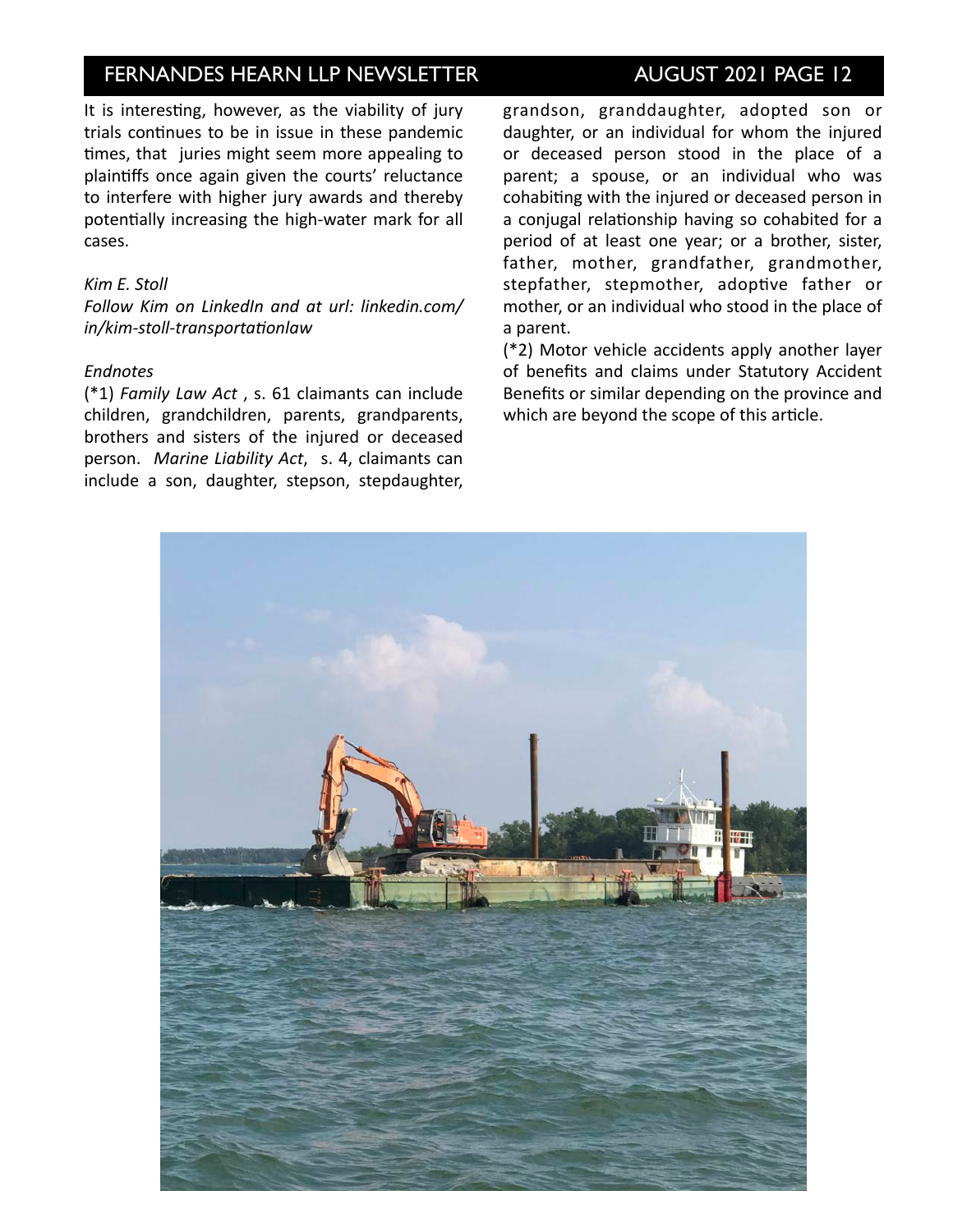It is interesting, however, as the viability of jury trials continues to be in issue in these pandemic times, that juries might seem more appealing to plaintiffs once again given the courts' reluctance to interfere with higher jury awards and thereby potentially increasing the high-water mark for all cases.

*Kim E. Stoll*
*Follow Kim on LinkedIn and at url: linkedin.com/in/kim-stoll-transportationlaw*

*Endnotes*

(*1) *Family Law Act* , s. 61 claimants can include children, grandchildren, parents, grandparents, brothers and sisters of the injured or deceased person. *Marine Liability Act*, s. 4, claimants can include a son, daughter, stepson, stepdaughter, grandson, granddaughter, adopted son or daughter, or an individual for whom the injured or deceased person stood in the place of a parent; a spouse, or an individual who was cohabiting with the injured or deceased person in a conjugal relationship having so cohabited for a period of at least one year; or a brother, sister, father, mother, grandfather, grandmother, stepfather, stepmother, adoptive father or mother, or an individual who stood in the place of a parent.

(*2) Motor vehicle accidents apply another layer of benefits and claims under Statutory Accident Benefits or similar depending on the province and which are beyond the scope of this article.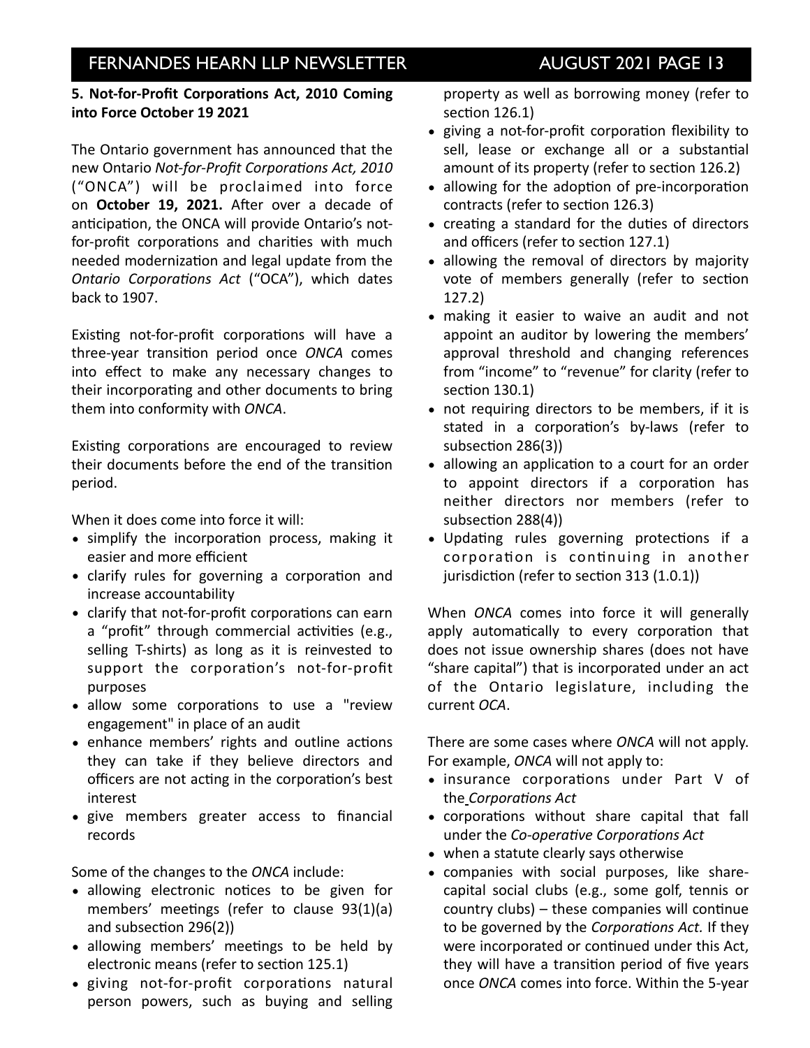**5. Not-for-Profit Corporations Act, 2010 Coming into Force October 19 2021**

The Ontario government has announced that the new Ontario *Not-for-Profit Corporations Act, 2010* ("ONCA") will be proclaimed into force on **October 19, 2021.** After over a decade of anticipation, the ONCA will provide Ontario's not-for-profit corporations and charities with much needed modernization and legal update from the *Ontario Corporations Act* ("OCA"), which dates back to 1907.

Existing not-for-profit corporations will have a three-year transition period once *ONCA* comes into effect to make any necessary changes to their incorporating and other documents to bring them into conformity with *ONCA*.

Existing corporations are encouraged to review their documents before the end of the transition period.

When it does come into force it will:

- simplify the incorporation process, making it easier and more efficient
- clarify rules for governing a corporation and increase accountability
- clarify that not-for-profit corporations can earn a "profit" through commercial activities (e.g., selling T-shirts) as long as it is reinvested to support the corporation's not-for-profit purposes
- allow some corporations to use a "review engagement" in place of an audit
- enhance members' rights and outline actions they can take if they believe directors and officers are not acting in the corporation's best interest
- give members greater access to financial records

Some of the changes to the *ONCA* include:

- allowing electronic notices to be given for members' meetings (refer to clause 93(1)(a) and subsection 296(2))
- allowing members' meetings to be held by electronic means (refer to section 125.1)
- giving not-for-profit corporations natural person powers, such as buying and selling property as well as borrowing money (refer to section 126.1)
- giving a not-for-profit corporation flexibility to sell, lease or exchange all or a substantial amount of its property (refer to section 126.2)
- allowing for the adoption of pre-incorporation contracts (refer to section 126.3)
- creating a standard for the duties of directors and officers (refer to section 127.1)
- allowing the removal of directors by majority vote of members generally (refer to section 127.2)
- making it easier to waive an audit and not appoint an auditor by lowering the members' approval threshold and changing references from "income" to "revenue" for clarity (refer to section 130.1)
- not requiring directors to be members, if it is stated in a corporation's by-laws (refer to subsection 286(3))
- allowing an application to a court for an order to appoint directors if a corporation has neither directors nor members (refer to subsection 288(4))
- Updating rules governing protections if a corporation is continuing in another jurisdiction (refer to section 313 (1.0.1))

When *ONCA* comes into force it will generally apply automatically to every corporation that does not issue ownership shares (does not have "share capital") that is incorporated under an act of the Ontario legislature, including the current *OCA*.

There are some cases where *ONCA* will not apply. For example, *ONCA* will not apply to:

- insurance corporations under Part V of the *Corporations Act*
- corporations without share capital that fall under the *Co-operative Corporations Act*
- when a statute clearly says otherwise
- companies with social purposes, like share-capital social clubs (e.g., some golf, tennis or country clubs) – these companies will continue to be governed by the *Corporations Act.* If they were incorporated or continued under this Act, they will have a transition period of five years once *ONCA* comes into force. Within the 5-year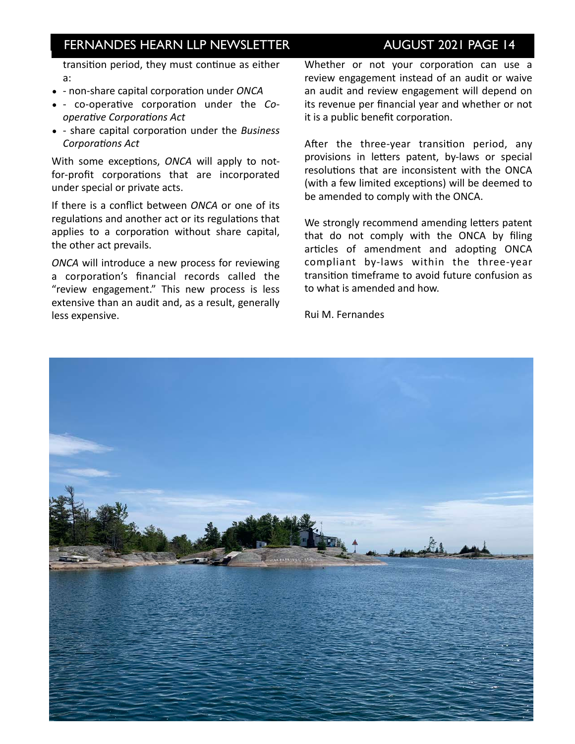transition period, they must continue as either a:

- - non-share capital corporation under *ONCA*
- - co-operative corporation under the *Co-operative Corporations Act*
- - share capital corporation under the *Business Corporations Act*

With some exceptions, *ONCA* will apply to not-for-profit corporations that are incorporated under special or private acts.

If there is a conflict between *ONCA* or one of its regulations and another act or its regulations that applies to a corporation without share capital, the other act prevails.

*ONCA* will introduce a new process for reviewing a corporation's financial records called the "review engagement." This new process is less extensive than an audit and, as a result, generally less expensive.

Whether or not your corporation can use a review engagement instead of an audit or waive an audit and review engagement will depend on its revenue per financial year and whether or not it is a public benefit corporation.

After the three-year transition period, any provisions in letters patent, by-laws or special resolutions that are inconsistent with the ONCA (with a few limited exceptions) will be deemed to be amended to comply with the ONCA.

We strongly recommend amending letters patent that do not comply with the ONCA by filing articles of amendment and adopting ONCA compliant by-laws within the three-year transition timeframe to avoid future confusion as to what is amended and how.

Rui M. Fernandes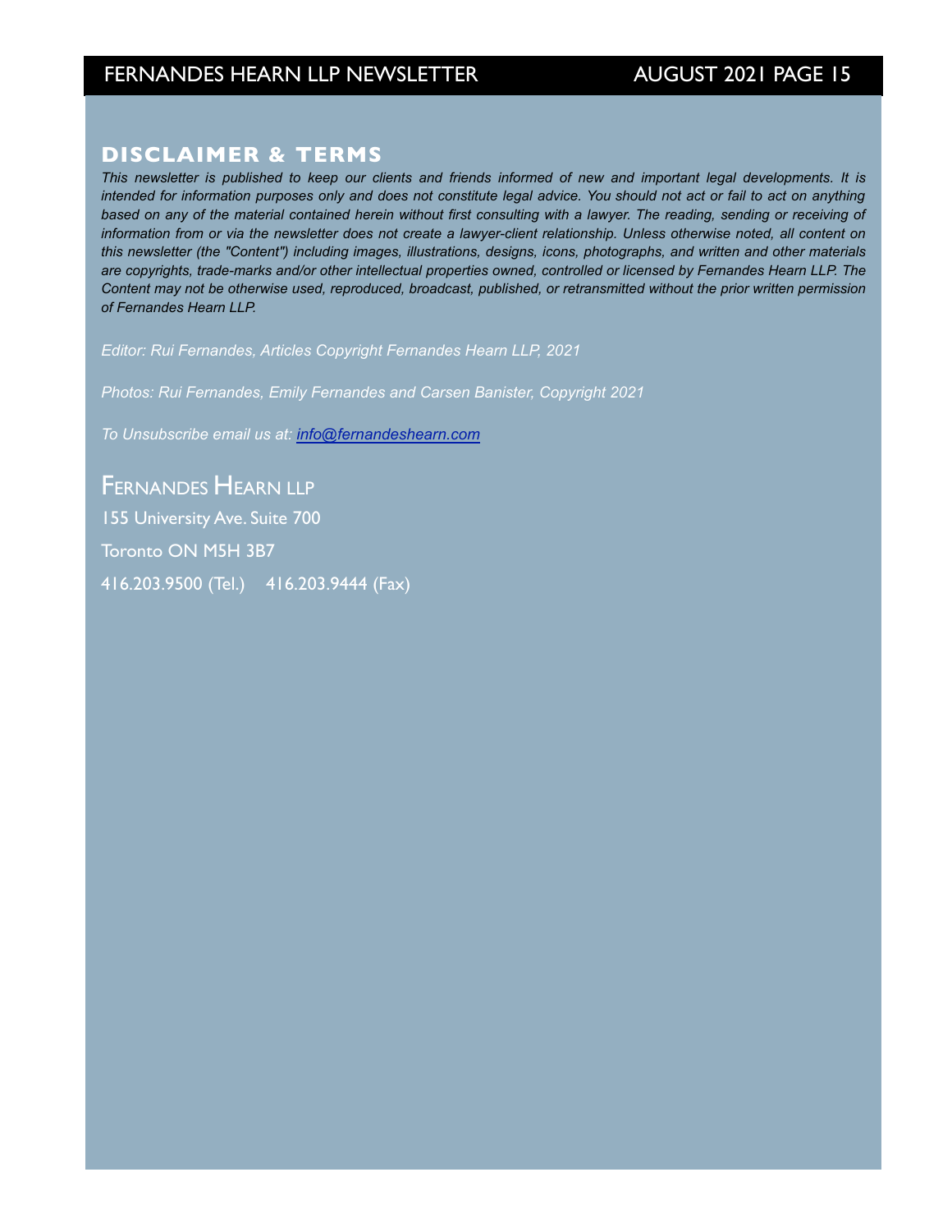## DISCLAIMER & TERMS

*This newsletter is published to keep our clients and friends informed of new and important legal developments. It is intended for information purposes only and does not constitute legal advice. You should not act or fail to act on anything based on any of the material contained herein without first consulting with a lawyer. The reading, sending or receiving of information from or via the newsletter does not create a lawyer-client relationship. Unless otherwise noted, all content on this newsletter (the "Content") including images, illustrations, designs, icons, photographs, and written and other materials are copyrights, trade-marks and/or other intellectual properties owned, controlled or licensed by Fernandes Hearn LLP. The Content may not be otherwise used, reproduced, broadcast, published, or retransmitted without the prior written permission of Fernandes Hearn LLP.*

*Editor: Rui Fernandes, Articles Copyright Fernandes Hearn LLP, 2021*

*Photos: Rui Fernandes, Emily Fernandes and Carsen Banister, Copyright 2021*

*To Unsubscribe email us at: info@fernandeshearn.com*

FERNANDES HEARN LLP

155 University Ave. Suite 700

Toronto ON M5H 3B7

416.203.9500 (Tel.)    416.203.9444 (Fax)